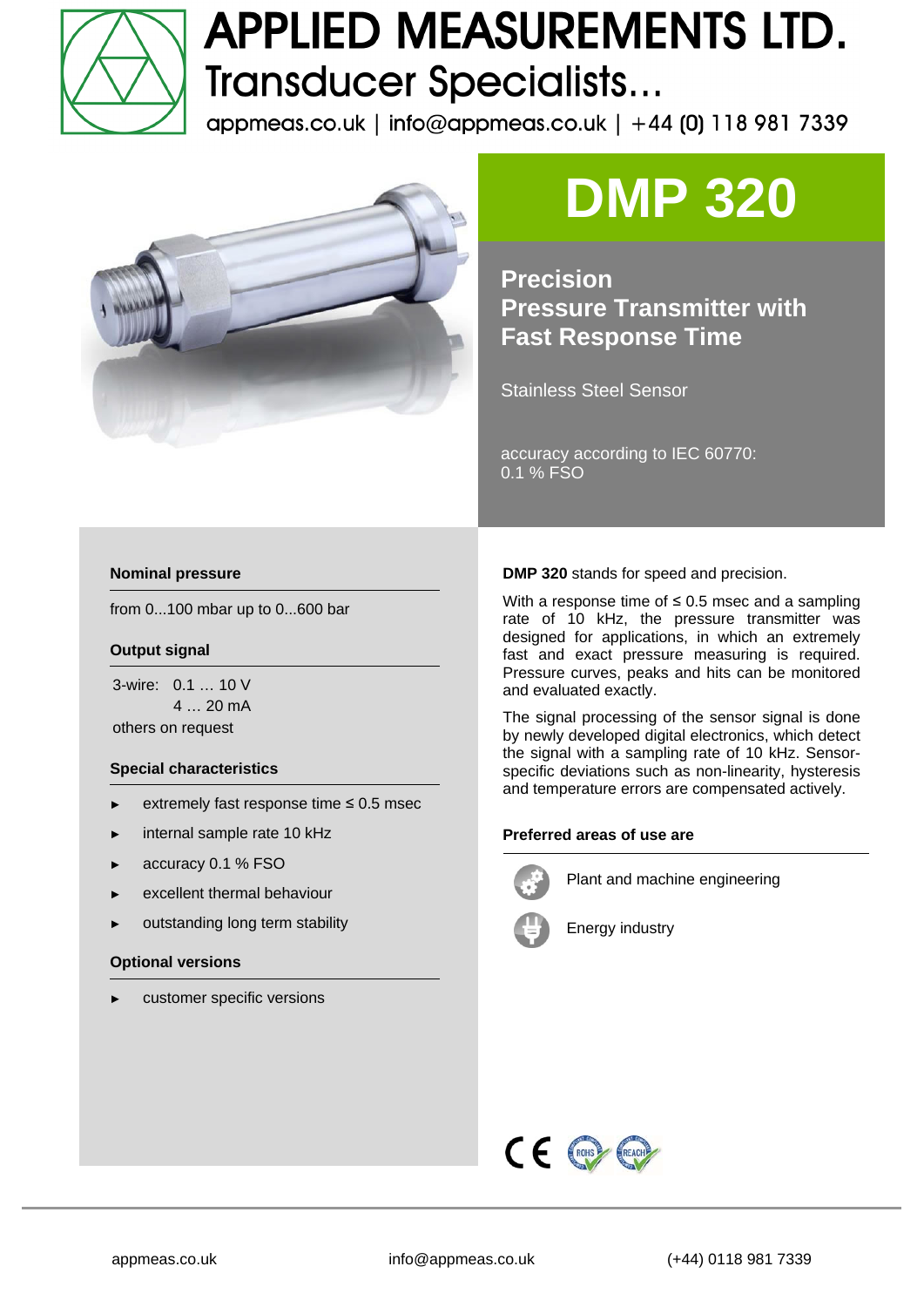# APPLIED MEASUREMENTS LTD.

Transducer Specialists...

appmeas.co.uk | info@appmeas.co.uk | +44 (0) 118 981 7339

# DMP 320

## Precision Pressure Transmitter with Fast Response Time

Stainless Steel Sensor

accuracy according to IEC 60770: 0.1 % FSO

### Nominal pressure

from 0...100 mbar up to 0...600 bar

### Output signal

3-wire: 0.1 … 10 V
4 … 20 mA
others on request

### Special characteristics

- extremely fast response time ≤ 0.5 msec
- internal sample rate 10 kHz
- accuracy 0.1 % FSO
- excellent thermal behaviour
- outstanding long term stability

### Optional versions

- customer specific versions

**DMP 320** stands for speed and precision.

With a response time of ≤ 0.5 msec and a sampling rate of 10 kHz, the pressure transmitter was designed for applications, in which an extremely fast and exact pressure measuring is required. Pressure curves, peaks and hits can be monitored and evaluated exactly.

The signal processing of the sensor signal is done by newly developed digital electronics, which detect the signal with a sampling rate of 10 kHz. Sensor-specific deviations such as non-linearity, hysteresis and temperature errors are compensated actively.

### Preferred areas of use are

- Plant and machine engineering
- Energy industry

appmeas.co.uk | info@appmeas.co.uk | (+44) 0118 981 7339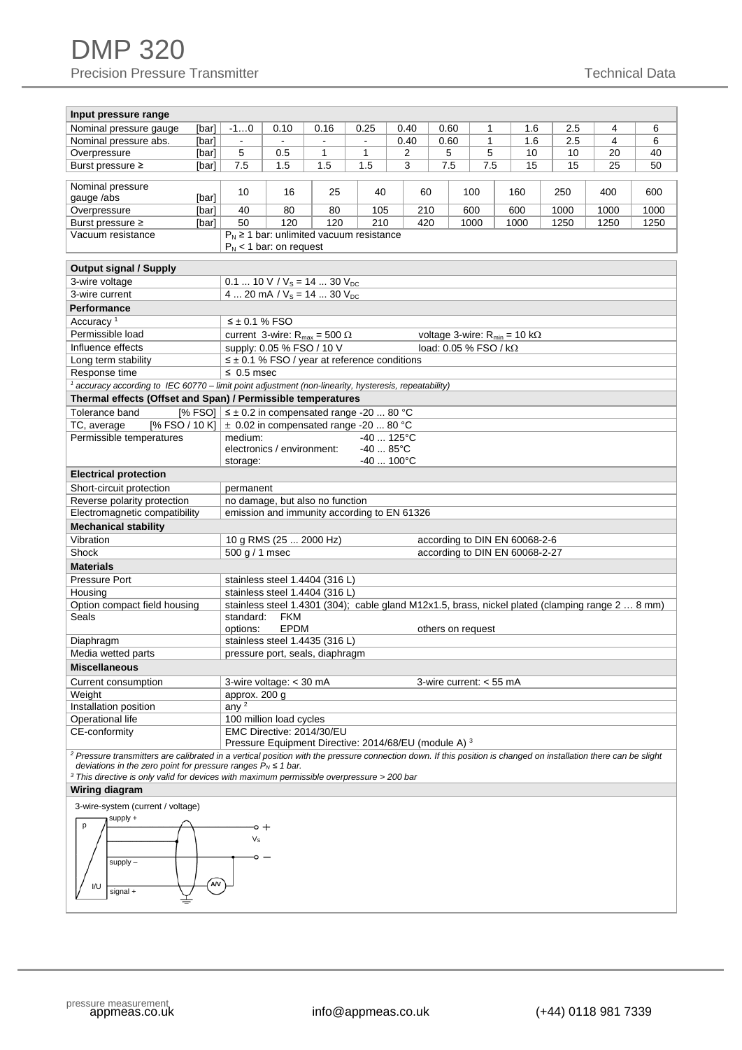# DMP 320

Precision Pressure Transmitter

Technical Data

| Input pressure range | | | | | | | | | | | |
|---|---|---|---|---|---|---|---|---|---|---|---|
| Nominal pressure gauge [bar] | -1…0 | 0.10 | 0.16 | 0.25 | 0.40 | 0.60 | 1 | 1.6 | 2.5 | 4 | 6 |
| Nominal pressure abs. [bar] | - | - | - | - | 0.40 | 0.60 | 1 | 1.6 | 2.5 | 4 | 6 |
| Overpressure [bar] | 5 | 0.5 | 1 | 1 | 2 | 5 | 5 | 10 | 10 | 20 | 40 |
| Burst pressure ≥ [bar] | 7.5 | 1.5 | 1.5 | 1.5 | 3 | 7.5 | 7.5 | 15 | 15 | 25 | 50 |

| Nominal pressure gauge /abs [bar] | 10 | 16 | 25 | 40 | 60 | 100 | 160 | 250 | 400 | 600 |
|---|---|---|---|---|---|---|---|---|---|---|
| Overpressure [bar] | 40 | 80 | 80 | 105 | 210 | 600 | 600 | 1000 | 1000 | 1000 |
| Burst pressure ≥ [bar] | 50 | 120 | 120 | 210 | 420 | 1000 | 1000 | 1250 | 1250 | 1250 |
| Vacuum resistance | $P_N$ ≥ 1 bar: unlimited vacuum resistance<br>$P_N$ < 1 bar: on request | | | | | | | | | |

| Output signal / Supply | |
|---|---|
| 3-wire voltage | 0.1 ... 10 V / $V_S$ = 14 ... 30 $V_{DC}$ |
| 3-wire current | 4 ... 20 mA / $V_S$ = 14 ... 30 $V_{DC}$ |
| **Performance** | |
| Accuracy [1] | ≤ ± 0.1 % FSO |
| Permissible load | current 3-wire: $R_{max}$ = 500 Ω; voltage 3-wire: $R_{min}$ = 10 kΩ |
| Influence effects | supply: 0.05 % FSO / 10 V; load: 0.05 % FSO / kΩ |
| Long term stability | ≤ ± 0.1 % FSO / year at reference conditions |
| Response time | ≤ 0.5 msec |

[1] *accuracy according to IEC 60770 – limit point adjustment (non-linearity, hysteresis, repeatability)*

| Thermal effects (Offset and Span) / Permissible temperatures | |
|---|---|
| Tolerance band [% FSO] | ≤ ± 0.2 in compensated range -20 ... 80 °C |
| TC, average [% FSO / 10 K] | ± 0.02 in compensated range -20 ... 80 °C |
| Permissible temperatures | medium: -40 ... 125°C<br>electronics / environment: -40 ... 85°C<br>storage: -40 ... 100°C |
| **Electrical protection** | |
| Short-circuit protection | permanent |
| Reverse polarity protection | no damage, but also no function |
| Electromagnetic compatibility | emission and immunity according to EN 61326 |
| **Mechanical stability** | |
| Vibration | 10 g RMS (25 ... 2000 Hz) according to DIN EN 60068-2-6 |
| Shock | 500 g / 1 msec according to DIN EN 60068-2-27 |
| **Materials** | |
| Pressure Port | stainless steel 1.4404 (316 L) |
| Housing | stainless steel 1.4404 (316 L) |
| Option compact field housing | stainless steel 1.4301 (304); cable gland M12x1.5, brass, nickel plated (clamping range 2 … 8 mm) |
| Seals | standard: FKM<br>options: EPDM; others on request |
| Diaphragm | stainless steel 1.4435 (316 L) |
| Media wetted parts | pressure port, seals, diaphragm |
| **Miscellaneous** | |
| Current consumption | 3-wire voltage: < 30 mA; 3-wire current: < 55 mA |
| Weight | approx. 200 g |
| Installation position | any [2] |
| Operational life | 100 million load cycles |
| CE-conformity | EMC Directive: 2014/30/EU<br>Pressure Equipment Directive: 2014/68/EU (module A) [3] |

[2] *Pressure transmitters are calibrated in a vertical position with the pressure connection down. If this position is changed on installation there can be slight deviations in the zero point for pressure ranges $P_N$ ≤ 1 bar.*

[3] *This directive is only valid for devices with maximum permissible overpressure > 200 bar*

**Wiring diagram**

3-wire-system (current / voltage)

p, I/U, supply +, supply –, signal +, $V_S$, A/V

pressure measurement appmeas.co.uk    info@appmeas.co.uk    (+44) 0118 981 7339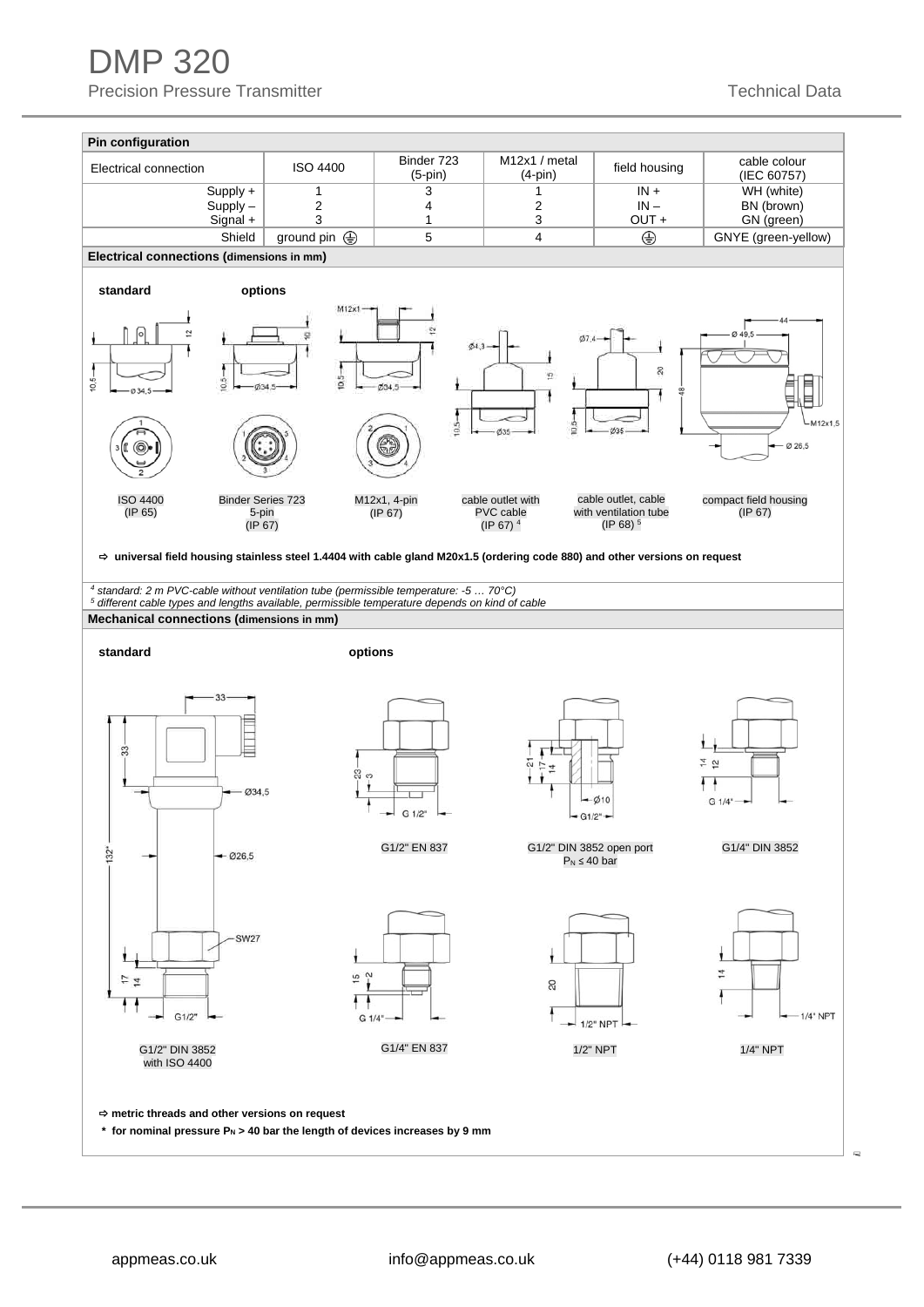## Pin configuration

| Electrical connection | ISO 4400 | Binder 723 (5-pin) | M12x1 / metal (4-pin) | field housing | cable colour (IEC 60757) |
|---|---|---|---|---|---|
| Supply + | 1 | 3 | 1 | IN + | WH (white) |
| Supply – | 2 | 4 | 2 | IN – | BN (brown) |
| Signal + | 3 | 1 | 3 | OUT + | GN (green) |
| Shield | ground pin ⏚ | 5 | 4 | ⏚ | GNYE (green-yellow) |

## Electrical connections (dimensions in mm)

**standard** **options**

ISO 4400 (IP 65)

Binder Series 723 5-pin (IP 67)

M12x1, 4-pin (IP 67)

cable outlet with PVC cable (IP 67) [4]

cable outlet, cable with ventilation tube (IP 68) [5]

compact field housing (IP 67)

⇨ **universal field housing stainless steel 1.4404 with cable gland M20x1.5 (ordering code 880) and other versions on request**

*[4] standard: 2 m PVC-cable without ventilation tube (permissible temperature: -5 … 70°C)*
*[5] different cable types and lengths available, permissible temperature depends on kind of cable*

## Mechanical connections (dimensions in mm)

**standard** **options**

G1/2" DIN 3852 with ISO 4400

G1/2" EN 837

G1/2" DIN 3852 open port $P_N \leq 40$ bar

G1/4" DIN 3852

G1/4" EN 837

1/2" NPT

1/4" NPT

⇨ **metric threads and other versions on request**

**\* for nominal pressure $P_N$ > 40 bar the length of devices increases by 9 mm**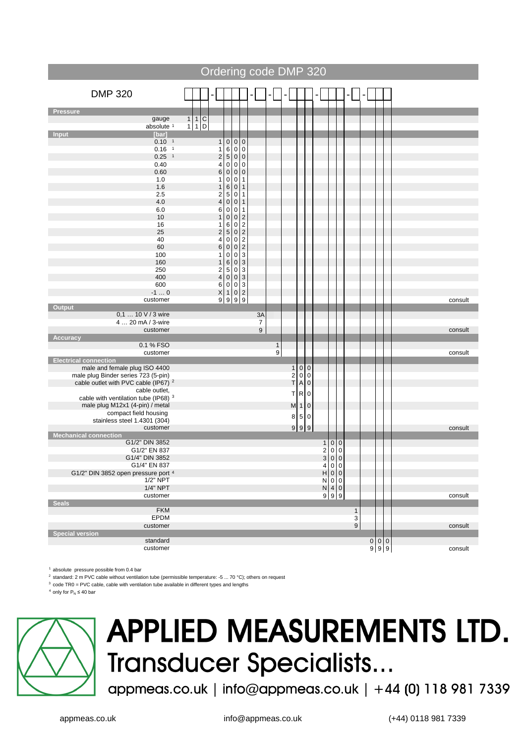# Ordering code DMP 320

DMP 320 [ ][ ][ ] - [ ][ ][ ][ ] - [ ] - [ ] - [ ][ ][ ] - [ ][ ][ ] - [ ] - [ ][ ][ ]

| | | | |
|---|---|---|---|
| **Pressure** | | | |
| gauge | 1 1 C | | |
| absolute [1] | 1 1 D | | |
| **Input** [bar] | | | |
| 0.10 [1] | 1 0 0 0 | | |
| 0.16 [1] | 1 6 0 0 | | |
| 0.25 [1] | 2 5 0 0 | | |
| 0.40 | 4 0 0 0 | | |
| 0.60 | 6 0 0 0 | | |
| 1.0 | 1 0 0 1 | | |
| 1.6 | 1 6 0 1 | | |
| 2.5 | 2 5 0 1 | | |
| 4.0 | 4 0 0 1 | | |
| 6.0 | 6 0 0 1 | | |
| 10 | 1 0 0 2 | | |
| 16 | 1 6 0 2 | | |
| 25 | 2 5 0 2 | | |
| 40 | 4 0 0 2 | | |
| 60 | 6 0 0 2 | | |
| 100 | 1 0 0 3 | | |
| 160 | 1 6 0 3 | | |
| 250 | 2 5 0 3 | | |
| 400 | 4 0 0 3 | | |
| 600 | 6 0 0 3 | | |
| -1 … 0 | X 1 0 2 | | |
| customer | 9 9 9 9 | | consult |
| **Output** | | | |
| 0,1 … 10 V / 3 wire | 3A | | |
| 4 … 20 mA / 3-wire | 7 | | |
| customer | 9 | | consult |
| **Accuracy** | | | |
| 0.1 % FSO | 1 | | |
| customer | 9 | | consult |
| **Electrical connection** | | | |
| male and female plug ISO 4400 | 1 0 0 | | |
| male plug Binder series 723 (5-pin) | 2 0 0 | | |
| cable outlet with PVC cable (IP67) [2] | T A 0 | | |
| cable outlet, cable with ventilation tube (IP68) [3] | T R 0 | | |
| male plug M12x1 (4-pin) / metal | M 1 0 | | |
| compact field housing stainless steel 1.4301 (304) | 8 5 0 | | |
| customer | 9 9 9 | | consult |
| **Mechanical connection** | | | |
| G1/2" DIN 3852 | 1 0 0 | | |
| G1/2" EN 837 | 2 0 0 | | |
| G1/4" DIN 3852 | 3 0 0 | | |
| G1/4" EN 837 | 4 0 0 | | |
| G1/2" DIN 3852 open pressure port [4] | H 0 0 | | |
| 1/2" NPT | N 0 0 | | |
| 1/4" NPT | N 4 0 | | |
| customer | 9 9 9 | | consult |
| **Seals** | | | |
| FKM | 1 | | |
| EPDM | 3 | | |
| customer | 9 | | consult |
| **Special version** | | | |
| standard | 0 0 0 | | |
| customer | 9 9 9 | | consult |

[1] absolute pressure possible from 0.4 bar

[2] standard: 2 m PVC cable without ventilation tube (permissible temperature: -5 ... 70 °C); others on request

[3] code TR0 = PVC cable, cable with ventilation tube available in different types and lengths

[4] only for $P_N \leq 40$ bar

**APPLIED MEASUREMENTS LTD.**
Transducer Specialists...
appmeas.co.uk | info@appmeas.co.uk | +44 (0) 118 981 7339